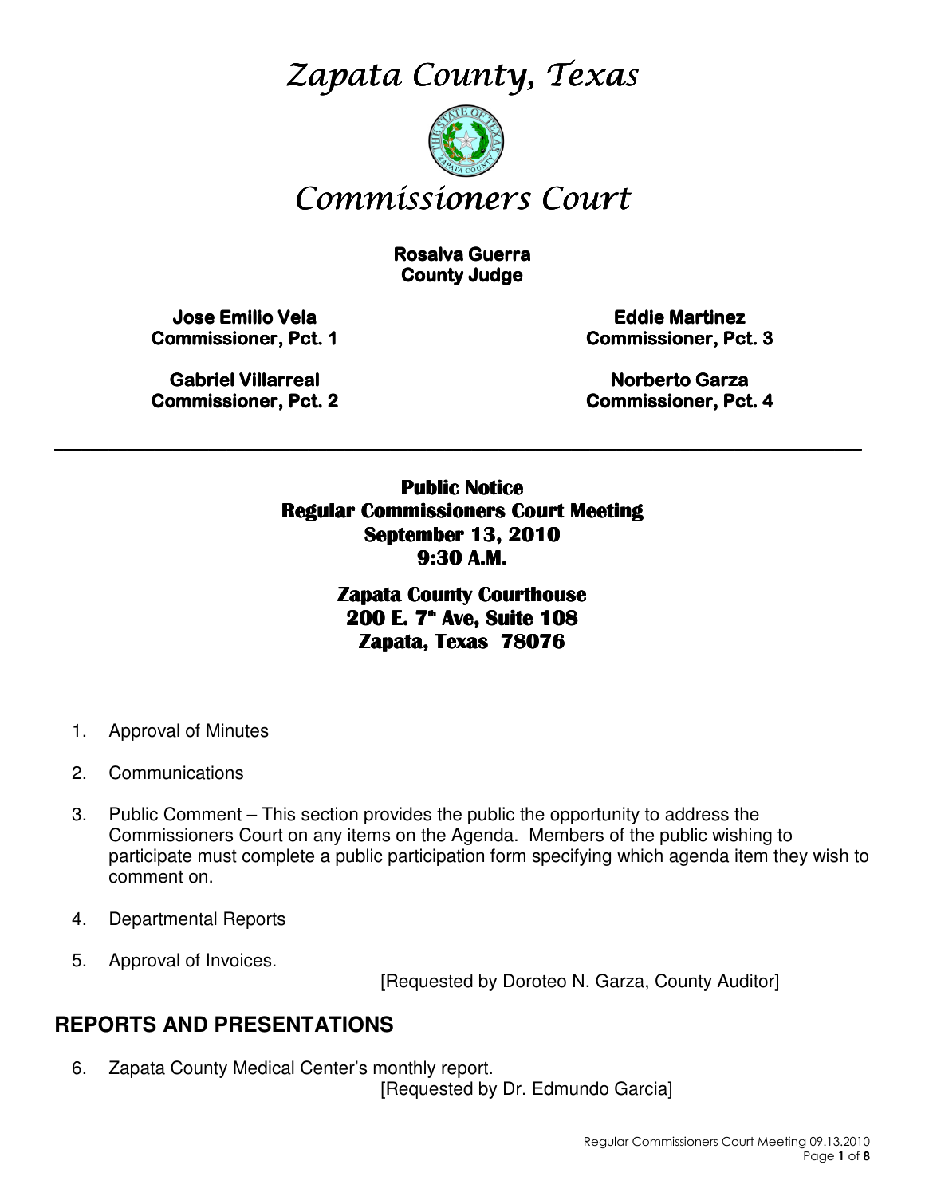# Zapata County, Texas

# Commissioners Court

**Rosalva Guerra**
**County Judge**

**Jose Emilio Vela**
**Commissioner, Pct. 1**

**Gabriel Villarreal**
**Commissioner, Pct. 2**

**Eddie Martinez**
**Commissioner, Pct. 3**

**Norberto Garza**
**Commissioner, Pct. 4**

---

**Public Notice**
**Regular Commissioners Court Meeting**
**September 13, 2010**
**9:30 A.M.**

**Zapata County Courthouse**
**200 E. 7th Ave, Suite 108**
**Zapata, Texas 78076**

1. Approval of Minutes

2. Communications

3. Public Comment – This section provides the public the opportunity to address the Commissioners Court on any items on the Agenda. Members of the public wishing to participate must complete a public participation form specifying which agenda item they wish to comment on.

4. Departmental Reports

5. Approval of Invoices.
   [Requested by Doroteo N. Garza, County Auditor]

## REPORTS AND PRESENTATIONS

6. Zapata County Medical Center's monthly report.
   [Requested by Dr. Edmundo Garcia]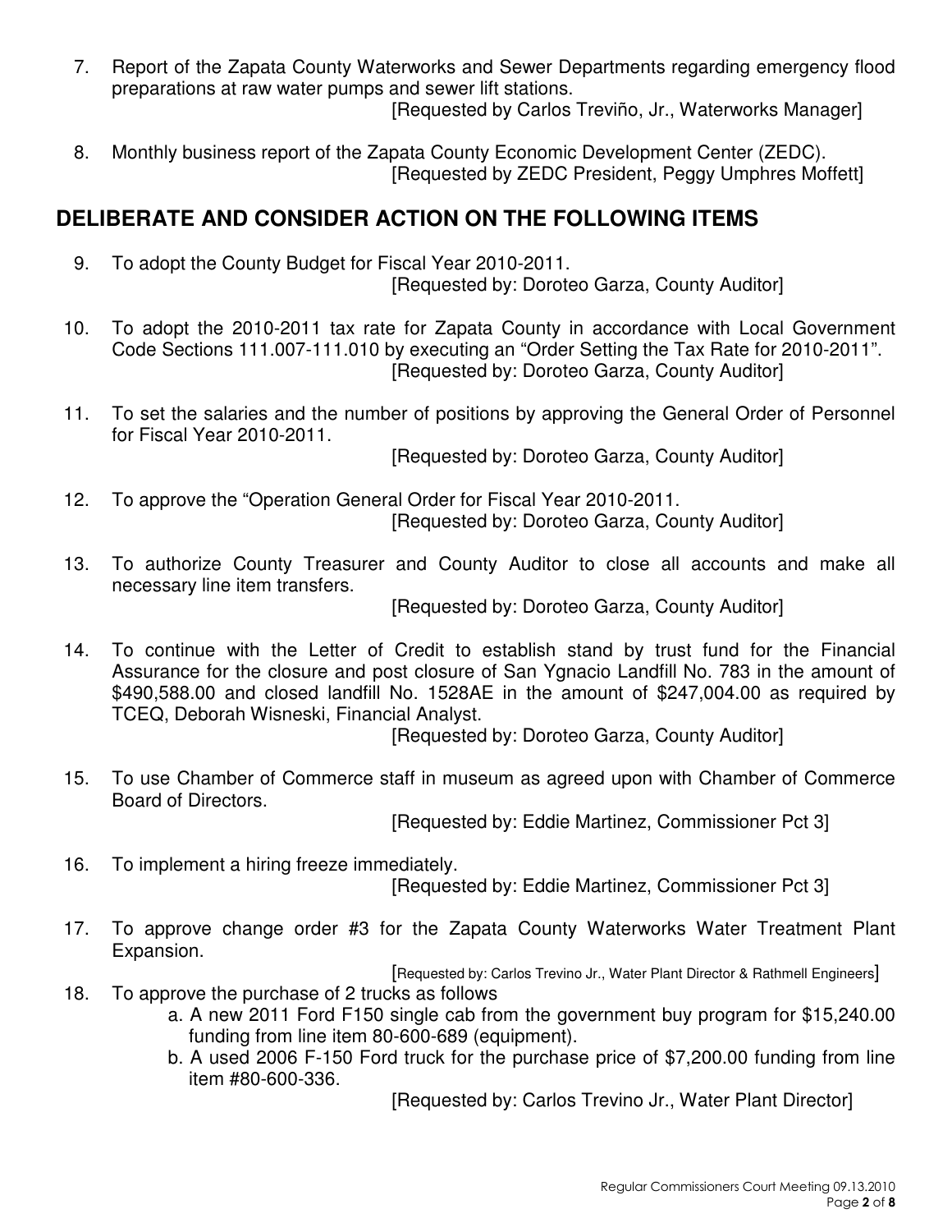7. Report of the Zapata County Waterworks and Sewer Departments regarding emergency flood preparations at raw water pumps and sewer lift stations.
   [Requested by Carlos Treviño, Jr., Waterworks Manager]

8. Monthly business report of the Zapata County Economic Development Center (ZEDC).
   [Requested by ZEDC President, Peggy Umphres Moffett]

## DELIBERATE AND CONSIDER ACTION ON THE FOLLOWING ITEMS

9. To adopt the County Budget for Fiscal Year 2010-2011.
   [Requested by: Doroteo Garza, County Auditor]

10. To adopt the 2010-2011 tax rate for Zapata County in accordance with Local Government Code Sections 111.007-111.010 by executing an "Order Setting the Tax Rate for 2010-2011".
    [Requested by: Doroteo Garza, County Auditor]

11. To set the salaries and the number of positions by approving the General Order of Personnel for Fiscal Year 2010-2011.
    [Requested by: Doroteo Garza, County Auditor]

12. To approve the "Operation General Order for Fiscal Year 2010-2011.
    [Requested by: Doroteo Garza, County Auditor]

13. To authorize County Treasurer and County Auditor to close all accounts and make all necessary line item transfers.
    [Requested by: Doroteo Garza, County Auditor]

14. To continue with the Letter of Credit to establish stand by trust fund for the Financial Assurance for the closure and post closure of San Ygnacio Landfill No. 783 in the amount of $490,588.00 and closed landfill No. 1528AE in the amount of $247,004.00 as required by TCEQ, Deborah Wisneski, Financial Analyst.
    [Requested by: Doroteo Garza, County Auditor]

15. To use Chamber of Commerce staff in museum as agreed upon with Chamber of Commerce Board of Directors.
    [Requested by: Eddie Martinez, Commissioner Pct 3]

16. To implement a hiring freeze immediately.
    [Requested by: Eddie Martinez, Commissioner Pct 3]

17. To approve change order #3 for the Zapata County Waterworks Water Treatment Plant Expansion.
    [Requested by: Carlos Trevino Jr., Water Plant Director & Rathmell Engineers]

18. To approve the purchase of 2 trucks as follows
    a. A new 2011 Ford F150 single cab from the government buy program for $15,240.00 funding from line item 80-600-689 (equipment).
    b. A used 2006 F-150 Ford truck for the purchase price of $7,200.00 funding from line item #80-600-336.

    [Requested by: Carlos Trevino Jr., Water Plant Director]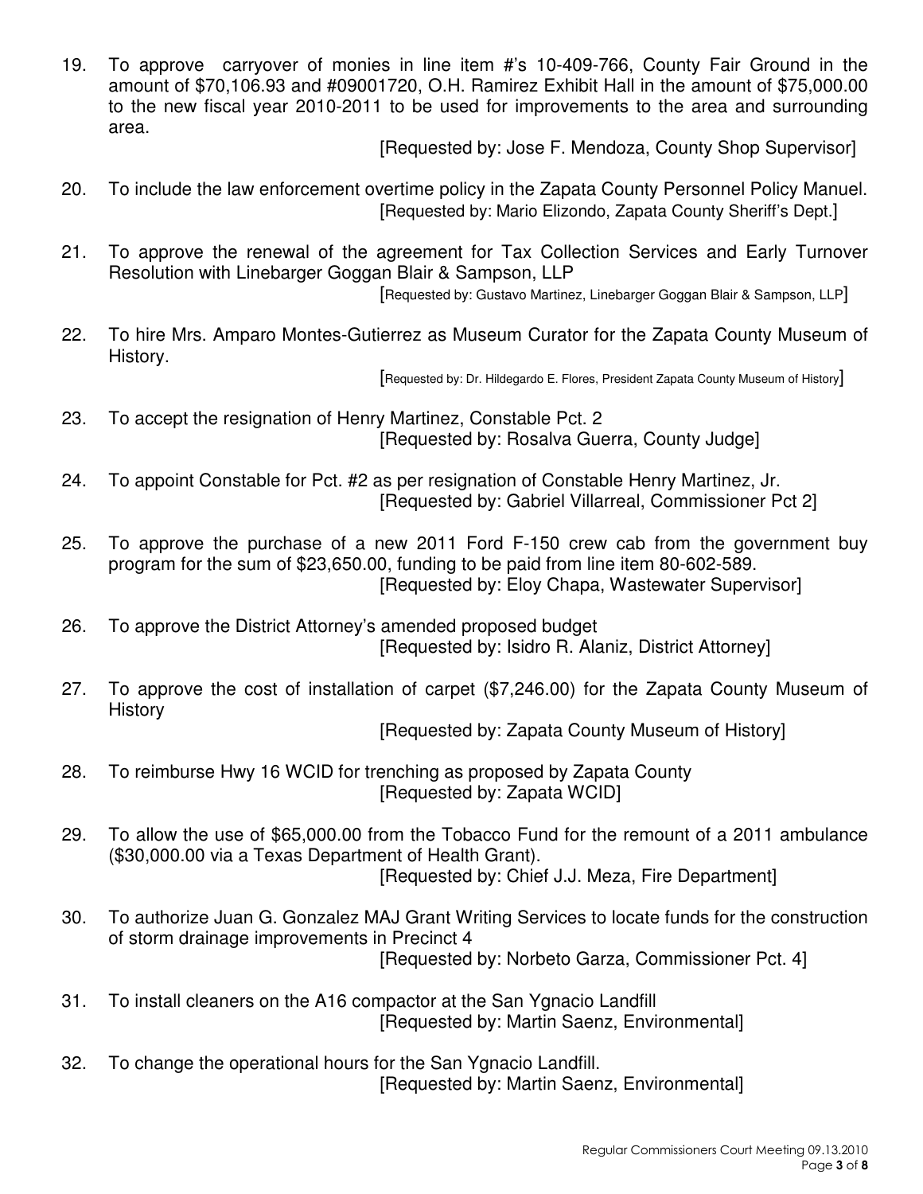19. To approve carryover of monies in line item #'s 10-409-766, County Fair Ground in the amount of $70,106.93 and #09001720, O.H. Ramirez Exhibit Hall in the amount of $75,000.00 to the new fiscal year 2010-2011 to be used for improvements to the area and surrounding area.

    [Requested by: Jose F. Mendoza, County Shop Supervisor]

20. To include the law enforcement overtime policy in the Zapata County Personnel Policy Manuel.

    [Requested by: Mario Elizondo, Zapata County Sheriff's Dept.]

21. To approve the renewal of the agreement for Tax Collection Services and Early Turnover Resolution with Linebarger Goggan Blair & Sampson, LLP

    [Requested by: Gustavo Martinez, Linebarger Goggan Blair & Sampson, LLP]

22. To hire Mrs. Amparo Montes-Gutierrez as Museum Curator for the Zapata County Museum of History.

    [Requested by: Dr. Hildegardo E. Flores, President Zapata County Museum of History]

23. To accept the resignation of Henry Martinez, Constable Pct. 2

    [Requested by: Rosalva Guerra, County Judge]

24. To appoint Constable for Pct. #2 as per resignation of Constable Henry Martinez, Jr.

    [Requested by: Gabriel Villarreal, Commissioner Pct 2]

25. To approve the purchase of a new 2011 Ford F-150 crew cab from the government buy program for the sum of $23,650.00, funding to be paid from line item 80-602-589.

    [Requested by: Eloy Chapa, Wastewater Supervisor]

26. To approve the District Attorney's amended proposed budget

    [Requested by: Isidro R. Alaniz, District Attorney]

27. To approve the cost of installation of carpet ($7,246.00) for the Zapata County Museum of History

    [Requested by: Zapata County Museum of History]

28. To reimburse Hwy 16 WCID for trenching as proposed by Zapata County

    [Requested by: Zapata WCID]

29. To allow the use of $65,000.00 from the Tobacco Fund for the remount of a 2011 ambulance ($30,000.00 via a Texas Department of Health Grant).

    [Requested by: Chief J.J. Meza, Fire Department]

30. To authorize Juan G. Gonzalez MAJ Grant Writing Services to locate funds for the construction of storm drainage improvements in Precinct 4

    [Requested by: Norbeto Garza, Commissioner Pct. 4]

31. To install cleaners on the A16 compactor at the San Ygnacio Landfill

    [Requested by: Martin Saenz, Environmental]

32. To change the operational hours for the San Ygnacio Landfill.

    [Requested by: Martin Saenz, Environmental]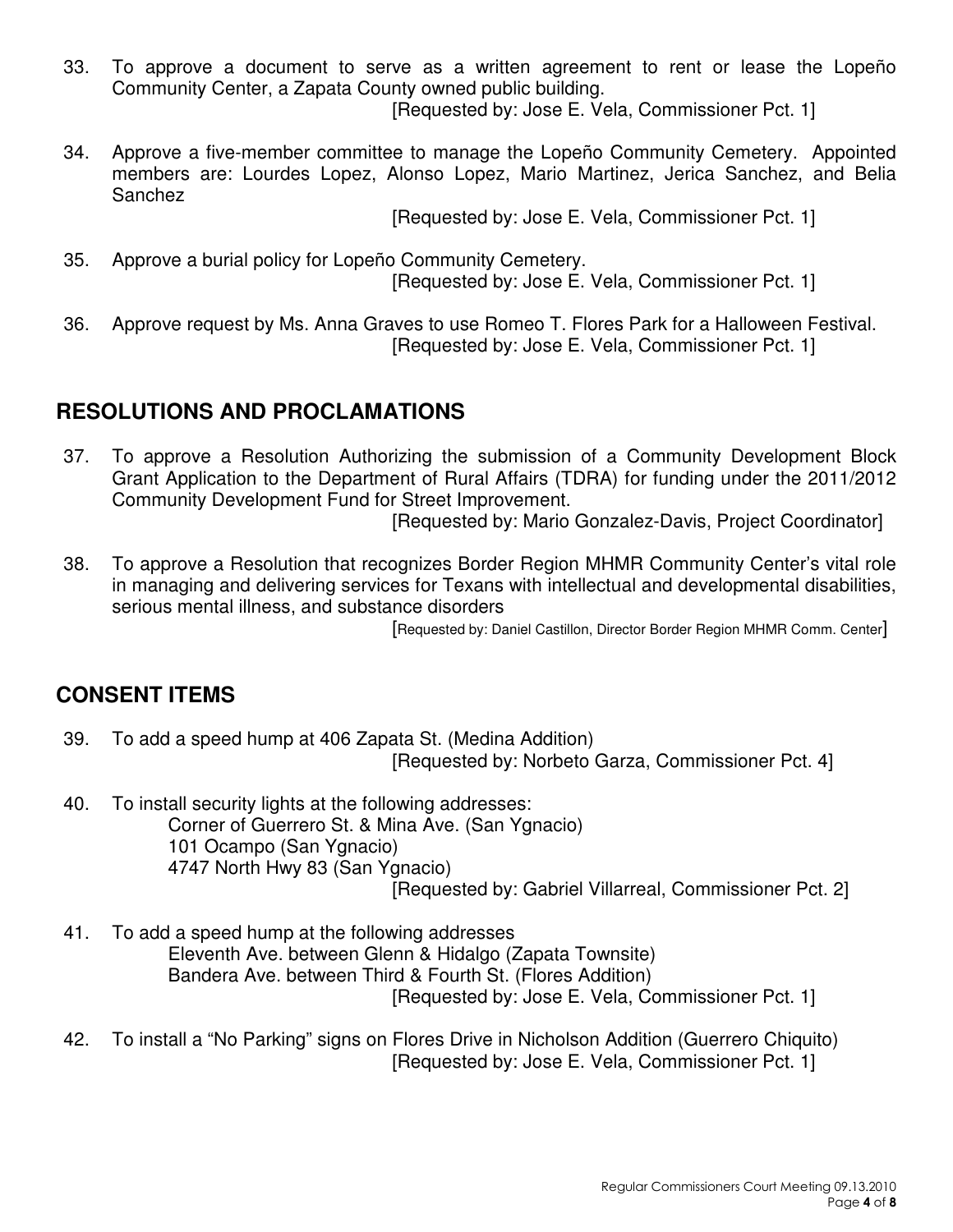33. To approve a document to serve as a written agreement to rent or lease the Lopeño Community Center, a Zapata County owned public building.
    [Requested by: Jose E. Vela, Commissioner Pct. 1]

34. Approve a five-member committee to manage the Lopeño Community Cemetery. Appointed members are: Lourdes Lopez, Alonso Lopez, Mario Martinez, Jerica Sanchez, and Belia Sanchez
    [Requested by: Jose E. Vela, Commissioner Pct. 1]

35. Approve a burial policy for Lopeño Community Cemetery.
    [Requested by: Jose E. Vela, Commissioner Pct. 1]

36. Approve request by Ms. Anna Graves to use Romeo T. Flores Park for a Halloween Festival.
    [Requested by: Jose E. Vela, Commissioner Pct. 1]

## RESOLUTIONS AND PROCLAMATIONS

37. To approve a Resolution Authorizing the submission of a Community Development Block Grant Application to the Department of Rural Affairs (TDRA) for funding under the 2011/2012 Community Development Fund for Street Improvement.
    [Requested by: Mario Gonzalez-Davis, Project Coordinator]

38. To approve a Resolution that recognizes Border Region MHMR Community Center's vital role in managing and delivering services for Texans with intellectual and developmental disabilities, serious mental illness, and substance disorders
    [Requested by: Daniel Castillon, Director Border Region MHMR Comm. Center]

## CONSENT ITEMS

39. To add a speed hump at 406 Zapata St. (Medina Addition)
    [Requested by: Norbeto Garza, Commissioner Pct. 4]

40. To install security lights at the following addresses:
    Corner of Guerrero St. & Mina Ave. (San Ygnacio)
    101 Ocampo (San Ygnacio)
    4747 North Hwy 83 (San Ygnacio)
    [Requested by: Gabriel Villarreal, Commissioner Pct. 2]

41. To add a speed hump at the following addresses
    Eleventh Ave. between Glenn & Hidalgo (Zapata Townsite)
    Bandera Ave. between Third & Fourth St. (Flores Addition)
    [Requested by: Jose E. Vela, Commissioner Pct. 1]

42. To install a "No Parking" signs on Flores Drive in Nicholson Addition (Guerrero Chiquito)
    [Requested by: Jose E. Vela, Commissioner Pct. 1]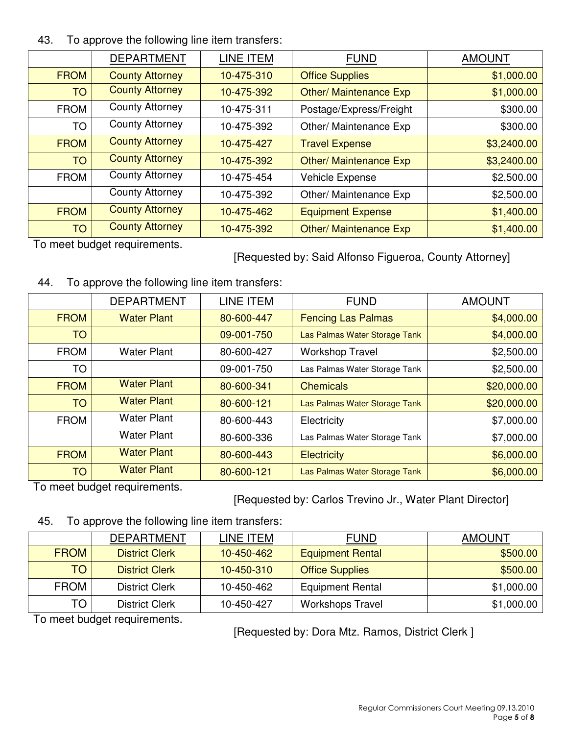43. To approve the following line item transfers:

| | DEPARTMENT | LINE ITEM | FUND | AMOUNT |
|---|---|---|---|---|
| FROM | County Attorney | 10-475-310 | Office Supplies | $1,000.00 |
| TO | County Attorney | 10-475-392 | Other/ Maintenance Exp | $1,000.00 |
| FROM | County Attorney | 10-475-311 | Postage/Express/Freight | $300.00 |
| TO | County Attorney | 10-475-392 | Other/ Maintenance Exp | $300.00 |
| FROM | County Attorney | 10-475-427 | Travel Expense | $3,2400.00 |
| TO | County Attorney | 10-475-392 | Other/ Maintenance Exp | $3,2400.00 |
| FROM | County Attorney | 10-475-454 | Vehicle Expense | $2,500.00 |
| | County Attorney | 10-475-392 | Other/ Maintenance Exp | $2,500.00 |
| FROM | County Attorney | 10-475-462 | Equipment Expense | $1,400.00 |
| TO | County Attorney | 10-475-392 | Other/ Maintenance Exp | $1,400.00 |

To meet budget requirements.

[Requested by: Said Alfonso Figueroa, County Attorney]

44. To approve the following line item transfers:

| | DEPARTMENT | LINE ITEM | FUND | AMOUNT |
|---|---|---|---|---|
| FROM | Water Plant | 80-600-447 | Fencing Las Palmas | $4,000.00 |
| TO | | 09-001-750 | Las Palmas Water Storage Tank | $4,000.00 |
| FROM | Water Plant | 80-600-427 | Workshop Travel | $2,500.00 |
| TO | | 09-001-750 | Las Palmas Water Storage Tank | $2,500.00 |
| FROM | Water Plant | 80-600-341 | Chemicals | $20,000.00 |
| TO | Water Plant | 80-600-121 | Las Palmas Water Storage Tank | $20,000.00 |
| FROM | Water Plant | 80-600-443 | Electricity | $7,000.00 |
| | Water Plant | 80-600-336 | Las Palmas Water Storage Tank | $7,000.00 |
| FROM | Water Plant | 80-600-443 | Electricity | $6,000.00 |
| TO | Water Plant | 80-600-121 | Las Palmas Water Storage Tank | $6,000.00 |

To meet budget requirements.

[Requested by: Carlos Trevino Jr., Water Plant Director]

45. To approve the following line item transfers:

| | DEPARTMENT | LINE ITEM | FUND | AMOUNT |
|---|---|---|---|---|
| FROM | District Clerk | 10-450-462 | Equipment Rental | $500.00 |
| TO | District Clerk | 10-450-310 | Office Supplies | $500.00 |
| FROM | District Clerk | 10-450-462 | Equipment Rental | $1,000.00 |
| TO | District Clerk | 10-450-427 | Workshops Travel | $1,000.00 |

To meet budget requirements.

[Requested by: Dora Mtz. Ramos, District Clerk ]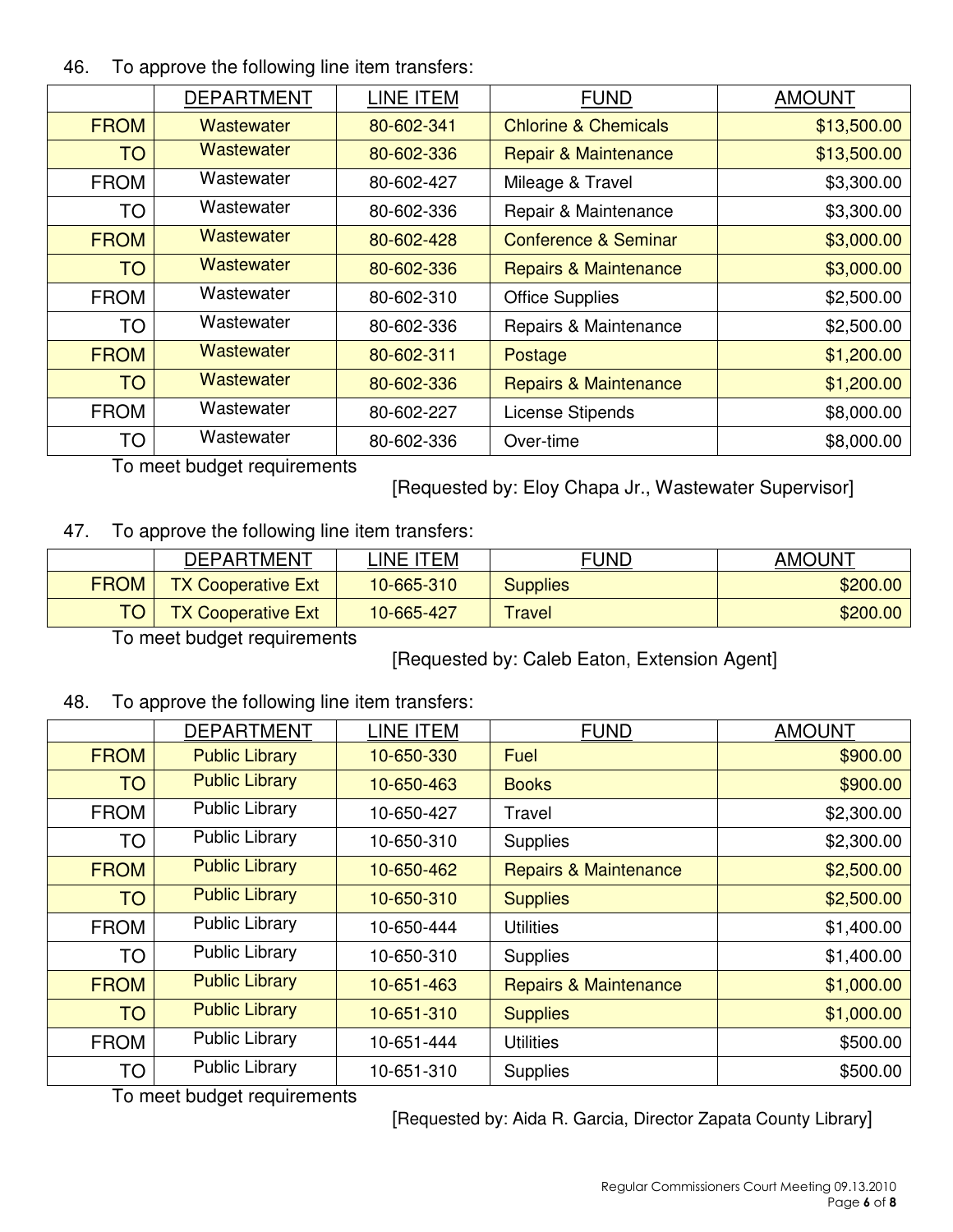46. To approve the following line item transfers:

| | DEPARTMENT | LINE ITEM | FUND | AMOUNT |
|---|---|---|---|---|
| FROM | Wastewater | 80-602-341 | Chlorine & Chemicals | $13,500.00 |
| TO | Wastewater | 80-602-336 | Repair & Maintenance | $13,500.00 |
| FROM | Wastewater | 80-602-427 | Mileage & Travel | $3,300.00 |
| TO | Wastewater | 80-602-336 | Repair & Maintenance | $3,300.00 |
| FROM | Wastewater | 80-602-428 | Conference & Seminar | $3,000.00 |
| TO | Wastewater | 80-602-336 | Repairs & Maintenance | $3,000.00 |
| FROM | Wastewater | 80-602-310 | Office Supplies | $2,500.00 |
| TO | Wastewater | 80-602-336 | Repairs & Maintenance | $2,500.00 |
| FROM | Wastewater | 80-602-311 | Postage | $1,200.00 |
| TO | Wastewater | 80-602-336 | Repairs & Maintenance | $1,200.00 |
| FROM | Wastewater | 80-602-227 | License Stipends | $8,000.00 |
| TO | Wastewater | 80-602-336 | Over-time | $8,000.00 |

To meet budget requirements

[Requested by: Eloy Chapa Jr., Wastewater Supervisor]

47. To approve the following line item transfers:

| | DEPARTMENT | LINE ITEM | FUND | AMOUNT |
|---|---|---|---|---|
| FROM | TX Cooperative Ext | 10-665-310 | Supplies | $200.00 |
| TO | TX Cooperative Ext | 10-665-427 | Travel | $200.00 |

To meet budget requirements

[Requested by: Caleb Eaton, Extension Agent]

48. To approve the following line item transfers:

| | DEPARTMENT | LINE ITEM | FUND | AMOUNT |
|---|---|---|---|---|
| FROM | Public Library | 10-650-330 | Fuel | $900.00 |
| TO | Public Library | 10-650-463 | Books | $900.00 |
| FROM | Public Library | 10-650-427 | Travel | $2,300.00 |
| TO | Public Library | 10-650-310 | Supplies | $2,300.00 |
| FROM | Public Library | 10-650-462 | Repairs & Maintenance | $2,500.00 |
| TO | Public Library | 10-650-310 | Supplies | $2,500.00 |
| FROM | Public Library | 10-650-444 | Utilities | $1,400.00 |
| TO | Public Library | 10-650-310 | Supplies | $1,400.00 |
| FROM | Public Library | 10-651-463 | Repairs & Maintenance | $1,000.00 |
| TO | Public Library | 10-651-310 | Supplies | $1,000.00 |
| FROM | Public Library | 10-651-444 | Utilities | $500.00 |
| TO | Public Library | 10-651-310 | Supplies | $500.00 |

To meet budget requirements

[Requested by: Aida R. Garcia, Director Zapata County Library]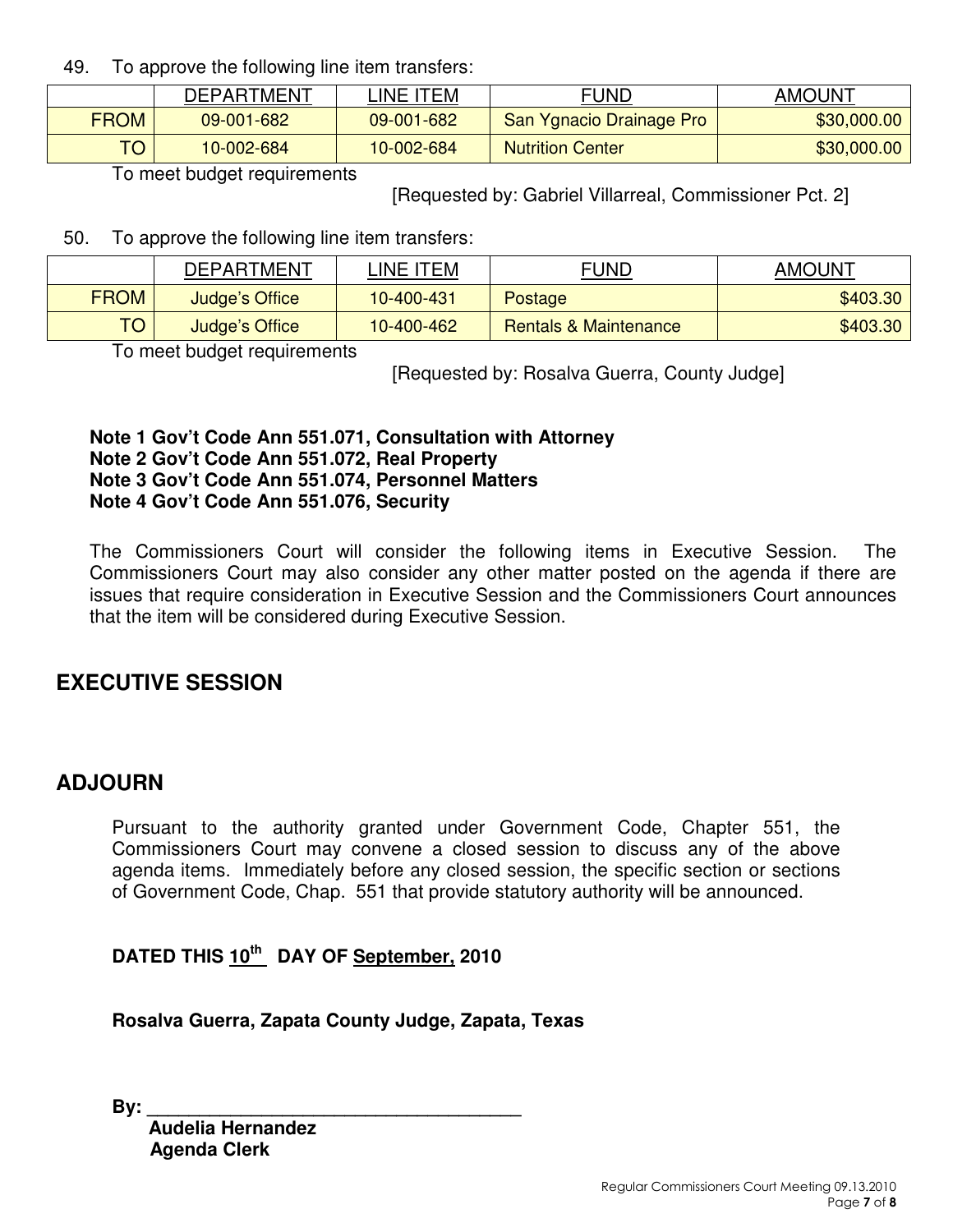49. To approve the following line item transfers:

| | DEPARTMENT | LINE ITEM | FUND | AMOUNT |
|---|---|---|---|---|
| FROM | 09-001-682 | 09-001-682 | San Ygnacio Drainage Pro | $30,000.00 |
| TO | 10-002-684 | 10-002-684 | Nutrition Center | $30,000.00 |

To meet budget requirements

[Requested by: Gabriel Villarreal, Commissioner Pct. 2]

50. To approve the following line item transfers:

| | DEPARTMENT | LINE ITEM | FUND | AMOUNT |
|---|---|---|---|---|
| FROM | Judge's Office | 10-400-431 | Postage | $403.30 |
| TO | Judge's Office | 10-400-462 | Rentals & Maintenance | $403.30 |

To meet budget requirements

[Requested by: Rosalva Guerra, County Judge]

**Note 1 Gov't Code Ann 551.071, Consultation with Attorney**
**Note 2 Gov't Code Ann 551.072, Real Property**
**Note 3 Gov't Code Ann 551.074, Personnel Matters**
**Note 4 Gov't Code Ann 551.076, Security**

The Commissioners Court will consider the following items in Executive Session. The Commissioners Court may also consider any other matter posted on the agenda if there are issues that require consideration in Executive Session and the Commissioners Court announces that the item will be considered during Executive Session.

## EXECUTIVE SESSION

## ADJOURN

Pursuant to the authority granted under Government Code, Chapter 551, the Commissioners Court may convene a closed session to discuss any of the above agenda items. Immediately before any closed session, the specific section or sections of Government Code, Chap. 551 that provide statutory authority will be announced.

**DATED THIS 10th DAY OF September, 2010**

**Rosalva Guerra, Zapata County Judge, Zapata, Texas**

**By: \_\_\_\_\_\_\_\_\_\_\_\_\_\_\_\_\_\_\_\_\_\_\_\_\_\_\_\_\_\_\_\_\_\_\_\_\_**
**Audelia Hernandez**
**Agenda Clerk**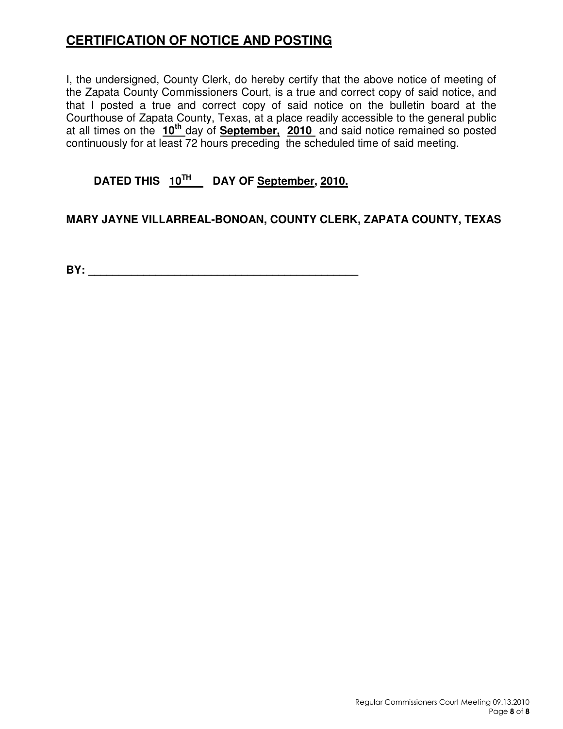## CERTIFICATION OF NOTICE AND POSTING

I, the undersigned, County Clerk, do hereby certify that the above notice of meeting of the Zapata County Commissioners Court, is a true and correct copy of said notice, and that I posted a true and correct copy of said notice on the bulletin board at the Courthouse of Zapata County, Texas, at a place readily accessible to the general public at all times on the **10th** day of **September, 2010** and said notice remained so posted continuously for at least 72 hours preceding the scheduled time of said meeting.

**DATED THIS 10TH DAY OF September, 2010.**

**MARY JAYNE VILLARREAL-BONOAN, COUNTY CLERK, ZAPATA COUNTY, TEXAS**

**BY:** ___________________________________________